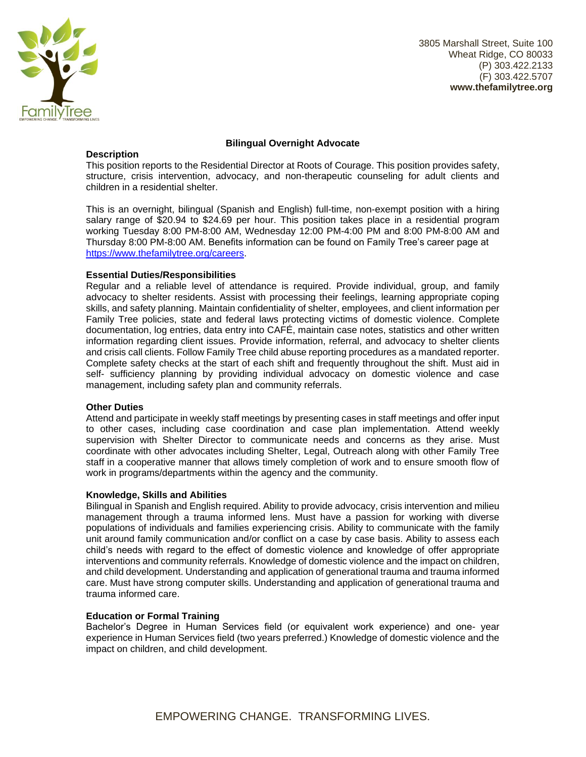3805 Marshall Street, Suite 100
Wheat Ridge, CO 80033
(P) 303.422.2133
(F) 303.422.5707
**www.thefamilytree.org**

## Bilingual Overnight Advocate

### Description

This position reports to the Residential Director at Roots of Courage. This position provides safety, structure, crisis intervention, advocacy, and non-therapeutic counseling for adult clients and children in a residential shelter.

This is an overnight, bilingual (Spanish and English) full-time, non-exempt position with a hiring salary range of $20.94 to $24.69 per hour. This position takes place in a residential program working Tuesday 8:00 PM-8:00 AM, Wednesday 12:00 PM-4:00 PM and 8:00 PM-8:00 AM and Thursday 8:00 PM-8:00 AM. Benefits information can be found on Family Tree's career page at https://www.thefamilytree.org/careers.

### Essential Duties/Responsibilities

Regular and a reliable level of attendance is required. Provide individual, group, and family advocacy to shelter residents. Assist with processing their feelings, learning appropriate coping skills, and safety planning. Maintain confidentiality of shelter, employees, and client information per Family Tree policies, state and federal laws protecting victims of domestic violence. Complete documentation, log entries, data entry into CAFÉ, maintain case notes, statistics and other written information regarding client issues. Provide information, referral, and advocacy to shelter clients and crisis call clients. Follow Family Tree child abuse reporting procedures as a mandated reporter. Complete safety checks at the start of each shift and frequently throughout the shift. Must aid in self- sufficiency planning by providing individual advocacy on domestic violence and case management, including safety plan and community referrals.

### Other Duties

Attend and participate in weekly staff meetings by presenting cases in staff meetings and offer input to other cases, including case coordination and case plan implementation. Attend weekly supervision with Shelter Director to communicate needs and concerns as they arise. Must coordinate with other advocates including Shelter, Legal, Outreach along with other Family Tree staff in a cooperative manner that allows timely completion of work and to ensure smooth flow of work in programs/departments within the agency and the community.

### Knowledge, Skills and Abilities

Bilingual in Spanish and English required. Ability to provide advocacy, crisis intervention and milieu management through a trauma informed lens. Must have a passion for working with diverse populations of individuals and families experiencing crisis. Ability to communicate with the family unit around family communication and/or conflict on a case by case basis. Ability to assess each child's needs with regard to the effect of domestic violence and knowledge of offer appropriate interventions and community referrals. Knowledge of domestic violence and the impact on children, and child development. Understanding and application of generational trauma and trauma informed care. Must have strong computer skills. Understanding and application of generational trauma and trauma informed care.

### Education or Formal Training

Bachelor's Degree in Human Services field (or equivalent work experience) and one- year experience in Human Services field (two years preferred.) Knowledge of domestic violence and the impact on children, and child development.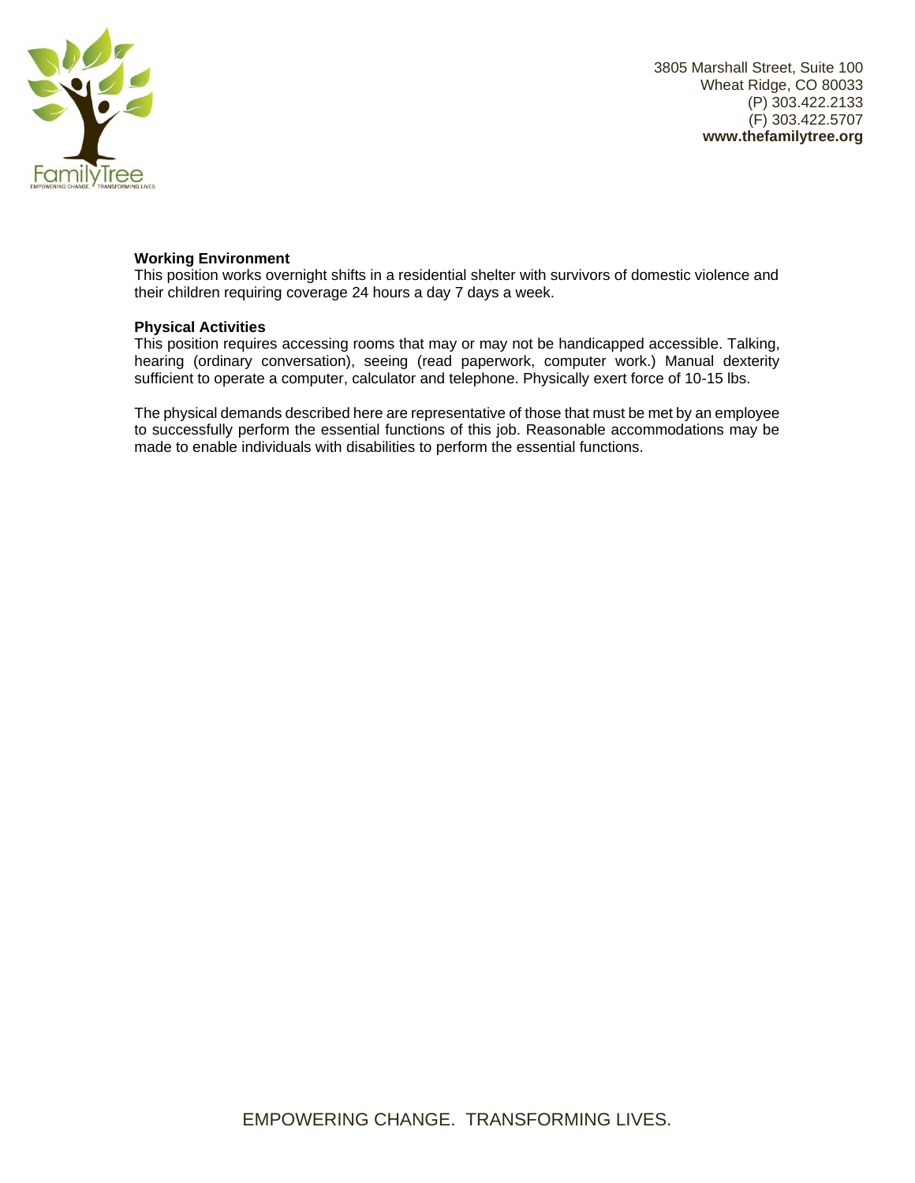3805 Marshall Street, Suite 100
Wheat Ridge, CO 80033
(P) 303.422.2133
(F) 303.422.5707
**www.thefamilytree.org**

**Working Environment**
This position works overnight shifts in a residential shelter with survivors of domestic violence and their children requiring coverage 24 hours a day 7 days a week.

**Physical Activities**
This position requires accessing rooms that may or may not be handicapped accessible. Talking, hearing (ordinary conversation), seeing (read paperwork, computer work.) Manual dexterity sufficient to operate a computer, calculator and telephone. Physically exert force of 10-15 lbs.

The physical demands described here are representative of those that must be met by an employee to successfully perform the essential functions of this job. Reasonable accommodations may be made to enable individuals with disabilities to perform the essential functions.